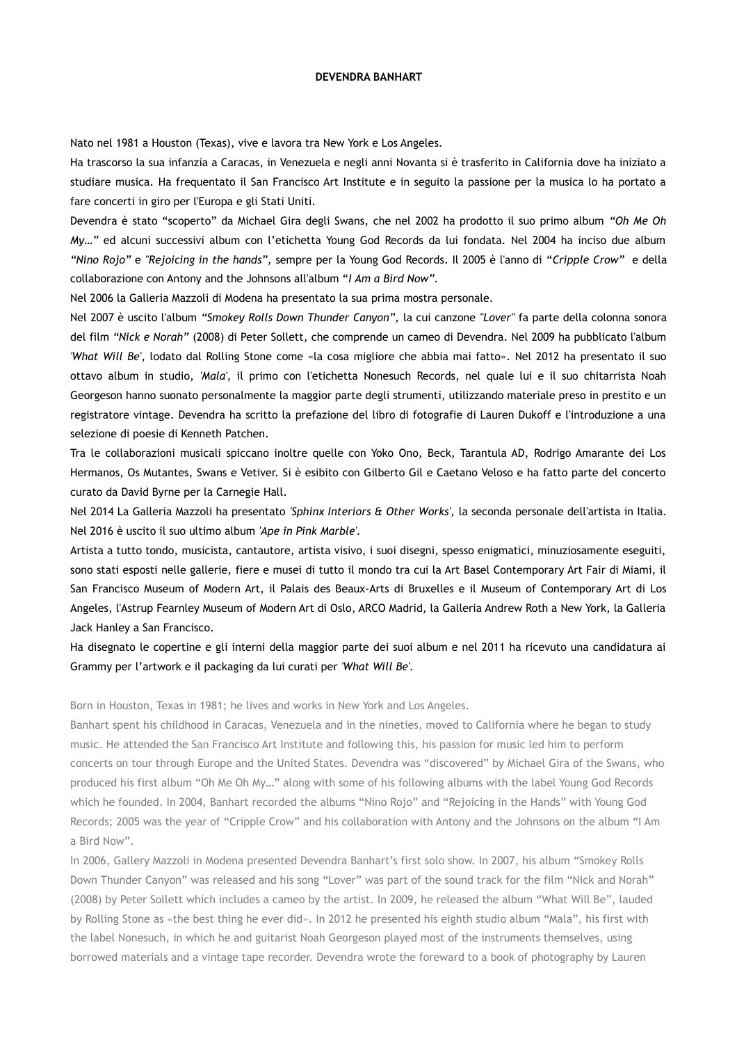**DEVENDRA BANHART**

Nato nel 1981 a Houston (Texas), vive e lavora tra New York e Los Angeles.

Ha trascorso la sua infanzia a Caracas, in Venezuela e negli anni Novanta si è trasferito in California dove ha iniziato a studiare musica. Ha frequentato il San Francisco Art Institute e in seguito la passione per la musica lo ha portato a fare concerti in giro per l'Europa e gli Stati Uniti.

Devendra è stato "scoperto" da Michael Gira degli Swans, che nel 2002 ha prodotto il suo primo album *"Oh Me Oh My…"* ed alcuni successivi album con l'etichetta Young God Records da lui fondata. Nel 2004 ha inciso due album *"Nino Rojo"* e *"Rejoicing in the hands"*, sempre per la Young God Records. Il 2005 è l'anno di "*Cripple Crow*" e della collaborazione con Antony and the Johnsons all'album "*I Am a Bird Now*".

Nel 2006 la Galleria Mazzoli di Modena ha presentato la sua prima mostra personale.

Nel 2007 è uscito l'album *"Smokey Rolls Down Thunder Canyon"*, la cui canzone *"Lover"* fa parte della colonna sonora del film *"Nick e Norah"* (2008) di Peter Sollett, che comprende un cameo di Devendra. Nel 2009 ha pubblicato l'album *'What Will Be'*, lodato dal Rolling Stone come «la cosa migliore che abbia mai fatto». Nel 2012 ha presentato il suo ottavo album in studio, *'Mala'*, il primo con l'etichetta Nonesuch Records, nel quale lui e il suo chitarrista Noah Georgeson hanno suonato personalmente la maggior parte degli strumenti, utilizzando materiale preso in prestito e un registratore vintage. Devendra ha scritto la prefazione del libro di fotografie di Lauren Dukoff e l'introduzione a una selezione di poesie di Kenneth Patchen.

Tra le collaborazioni musicali spiccano inoltre quelle con Yoko Ono, Beck, Tarantula AD, Rodrigo Amarante dei Los Hermanos, Os Mutantes, Swans e Vetiver. Si è esibito con Gilberto Gil e Caetano Veloso e ha fatto parte del concerto curato da David Byrne per la Carnegie Hall.

Nel 2014 La Galleria Mazzoli ha presentato *'Sphinx Interiors & Other Works'*, la seconda personale dell'artista in Italia. Nel 2016 è uscito il suo ultimo album *'Ape in Pink Marble'*.

Artista a tutto tondo, musicista, cantautore, artista visivo, i suoi disegni, spesso enigmatici, minuziosamente eseguiti, sono stati esposti nelle gallerie, fiere e musei di tutto il mondo tra cui la Art Basel Contemporary Art Fair di Miami, il San Francisco Museum of Modern Art, il Palais des Beaux-Arts di Bruxelles e il Museum of Contemporary Art di Los Angeles, l'Astrup Fearnley Museum of Modern Art di Oslo, ARCO Madrid, la Galleria Andrew Roth a New York, la Galleria Jack Hanley a San Francisco.

Ha disegnato le copertine e gli interni della maggior parte dei suoi album e nel 2011 ha ricevuto una candidatura ai Grammy per l'artwork e il packaging da lui curati per *'What Will Be'*.

Born in Houston, Texas in 1981; he lives and works in New York and Los Angeles.

Banhart spent his childhood in Caracas, Venezuela and in the nineties, moved to California where he began to study music. He attended the San Francisco Art Institute and following this, his passion for music led him to perform concerts on tour through Europe and the United States. Devendra was "discovered" by Michael Gira of the Swans, who produced his first album "Oh Me Oh My…" along with some of his following albums with the label Young God Records which he founded. In 2004, Banhart recorded the albums "Nino Rojo" and "Rejoicing in the Hands" with Young God Records; 2005 was the year of "Cripple Crow" and his collaboration with Antony and the Johnsons on the album "I Am a Bird Now".

In 2006, Gallery Mazzoli in Modena presented Devendra Banhart's first solo show. In 2007, his album "Smokey Rolls Down Thunder Canyon" was released and his song "Lover" was part of the sound track for the film "Nick and Norah" (2008) by Peter Sollett which includes a cameo by the artist. In 2009, he released the album "What Will Be", lauded by Rolling Stone as «the best thing he ever did». In 2012 he presented his eighth studio album "Mala", his first with the label Nonesuch, in which he and guitarist Noah Georgeson played most of the instruments themselves, using borrowed materials and a vintage tape recorder. Devendra wrote the foreward to a book of photography by Lauren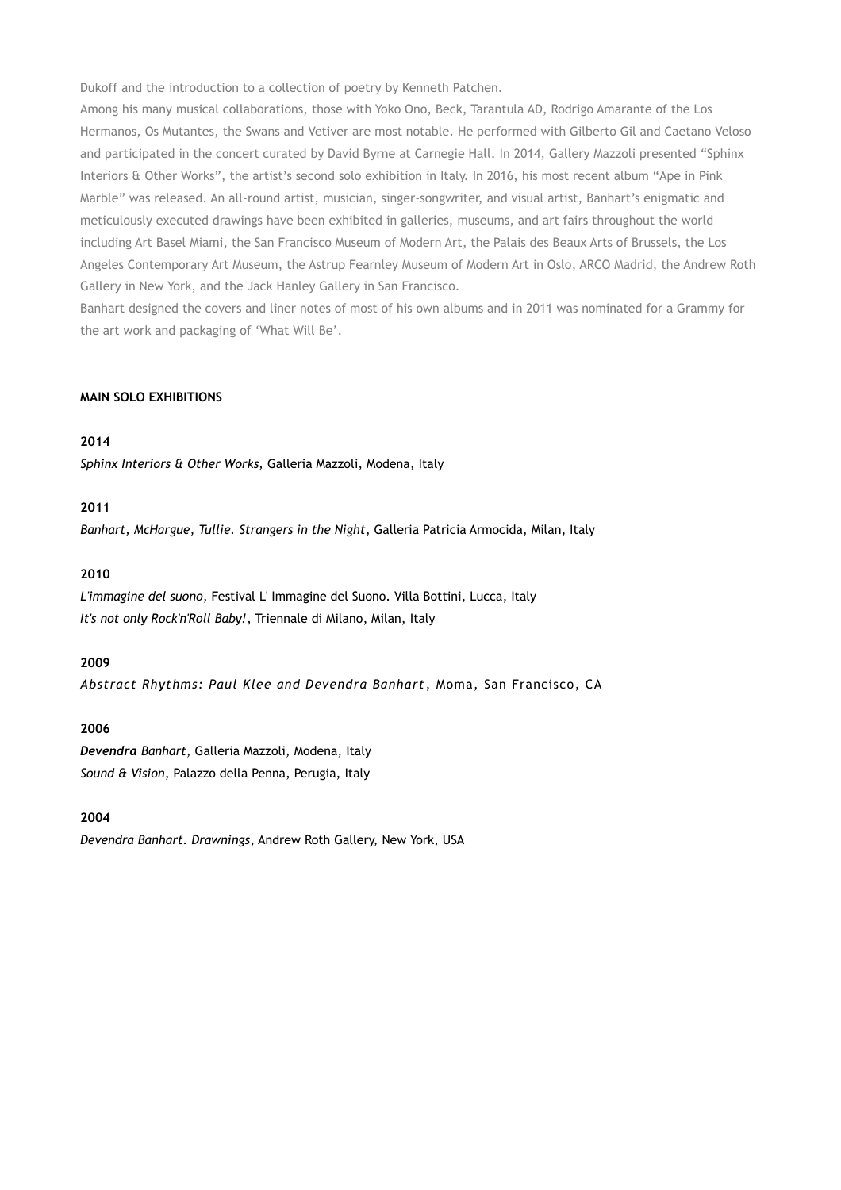Dukoff and the introduction to a collection of poetry by Kenneth Patchen.

Among his many musical collaborations, those with Yoko Ono, Beck, Tarantula AD, Rodrigo Amarante of the Los Hermanos, Os Mutantes, the Swans and Vetiver are most notable. He performed with Gilberto Gil and Caetano Veloso and participated in the concert curated by David Byrne at Carnegie Hall. In 2014, Gallery Mazzoli presented "Sphinx Interiors & Other Works", the artist's second solo exhibition in Italy. In 2016, his most recent album "Ape in Pink Marble" was released. An all-round artist, musician, singer-songwriter, and visual artist, Banhart's enigmatic and meticulously executed drawings have been exhibited in galleries, museums, and art fairs throughout the world including Art Basel Miami, the San Francisco Museum of Modern Art, the Palais des Beaux Arts of Brussels, the Los Angeles Contemporary Art Museum, the Astrup Fearnley Museum of Modern Art in Oslo, ARCO Madrid, the Andrew Roth Gallery in New York, and the Jack Hanley Gallery in San Francisco.

Banhart designed the covers and liner notes of most of his own albums and in 2011 was nominated for a Grammy for the art work and packaging of 'What Will Be'.

**MAIN SOLO EXHIBITIONS**

**2014**

*Sphinx Interiors & Other Works,* Galleria Mazzoli, Modena, Italy

**2011**

*Banhart, McHargue, Tullie. Strangers in the Night,* Galleria Patricia Armocida, Milan, Italy

**2010**

*L'immagine del suono*, Festival L' Immagine del Suono. Villa Bottini, Lucca, Italy
*It's not only Rock'n'Roll Baby!*, Triennale di Milano, Milan, Italy

**2009**

*Abstract Rhythms: Paul Klee and Devendra Banhart*, Moma, San Francisco, CA

**2006**

***Devendra** Banhart*, Galleria Mazzoli, Modena, Italy
*Sound & Vision*, Palazzo della Penna, Perugia, Italy

**2004**

*Devendra Banhart. Drawnings*, Andrew Roth Gallery, New York, USA